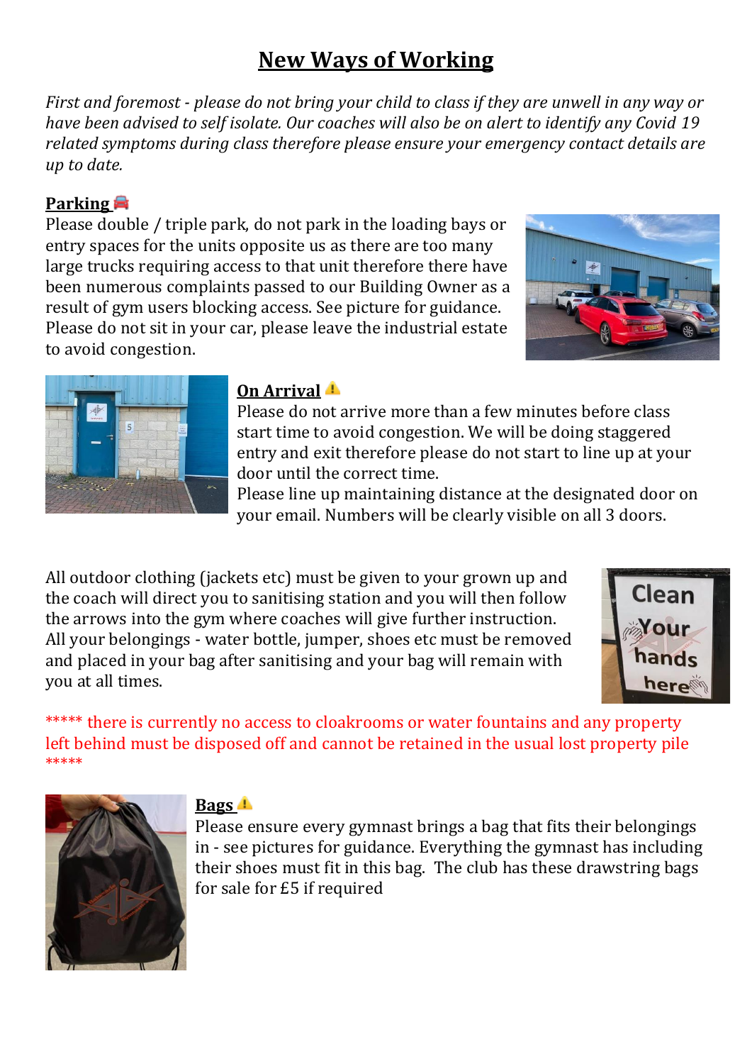# New Ways of Working

*First and foremost - please do not bring your child to class if they are unwell in any way or have been advised to self isolate. Our coaches will also be on alert to identify any Covid 19 related symptoms during class therefore please ensure your emergency contact details are up to date.*

## Parking 🚘

Please double / triple park, do not park in the loading bays or entry spaces for the units opposite us as there are too many large trucks requiring access to that unit therefore there have been numerous complaints passed to our Building Owner as a result of gym users blocking access. See picture for guidance. Please do not sit in your car, please leave the industrial estate to avoid congestion.

## On Arrival ⚠️

Please do not arrive more than a few minutes before class start time to avoid congestion. We will be doing staggered entry and exit therefore please do not start to line up at your door until the correct time.

Please line up maintaining distance at the designated door on your email. Numbers will be clearly visible on all 3 doors.

All outdoor clothing (jackets etc) must be given to your grown up and the coach will direct you to sanitising station and you will then follow the arrows into the gym where coaches will give further instruction. All your belongings - water bottle, jumper, shoes etc must be removed and placed in your bag after sanitising and your bag will remain with you at all times.

***** there is currently no access to cloakrooms or water fountains and any property left behind must be disposed off and cannot be retained in the usual lost property pile *****

## Bags ⚠️

Please ensure every gymnast brings a bag that fits their belongings in - see pictures for guidance. Everything the gymnast has including their shoes must fit in this bag. The club has these drawstring bags for sale for £5 if required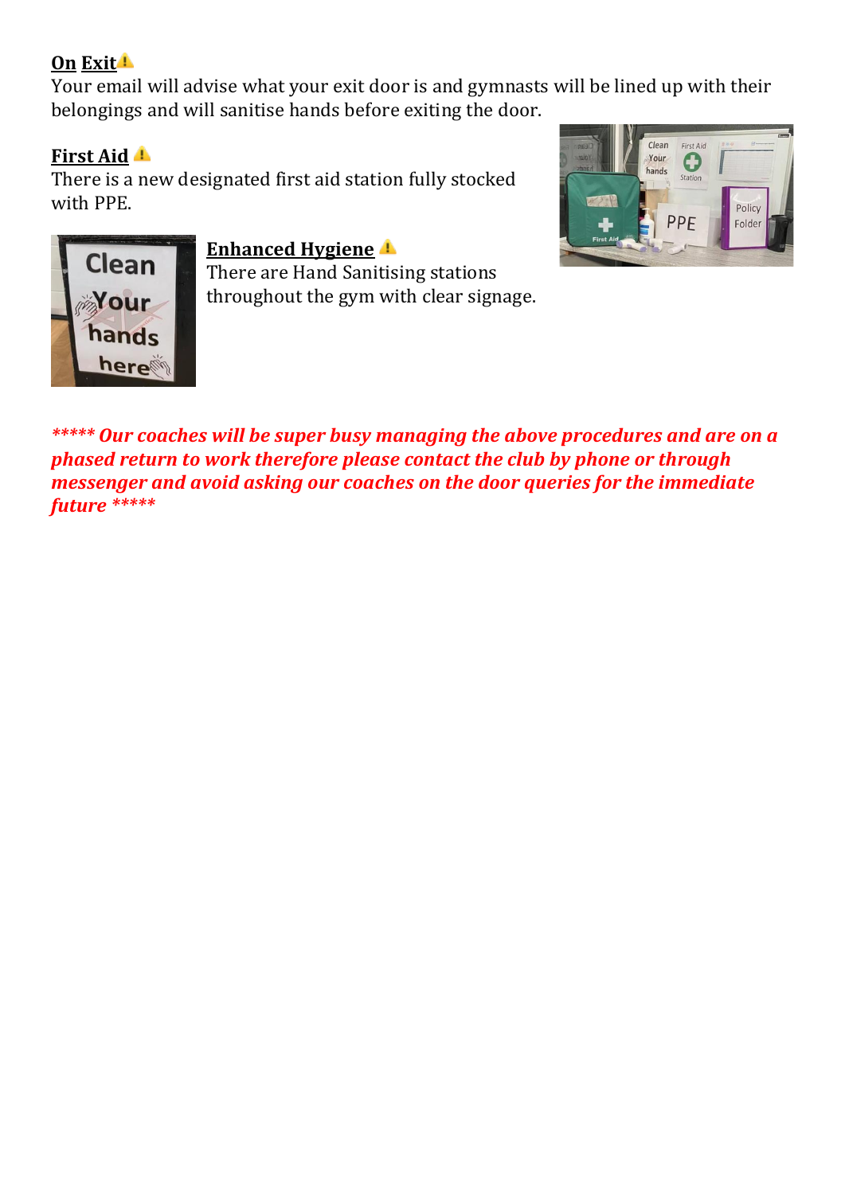**On Exit** ⚠️

Your email will advise what your exit door is and gymnasts will be lined up with their belongings and will sanitise hands before exiting the door.

**First Aid** ⚠️

There is a new designated first aid station fully stocked with PPE.

**Enhanced Hygiene** ⚠️

There are Hand Sanitising stations throughout the gym with clear signage.

***\*\*\*\*\* Our coaches will be super busy managing the above procedures and are on a phased return to work therefore please contact the club by phone or through messenger and avoid asking our coaches on the door queries for the immediate future \*\*\*\*\****